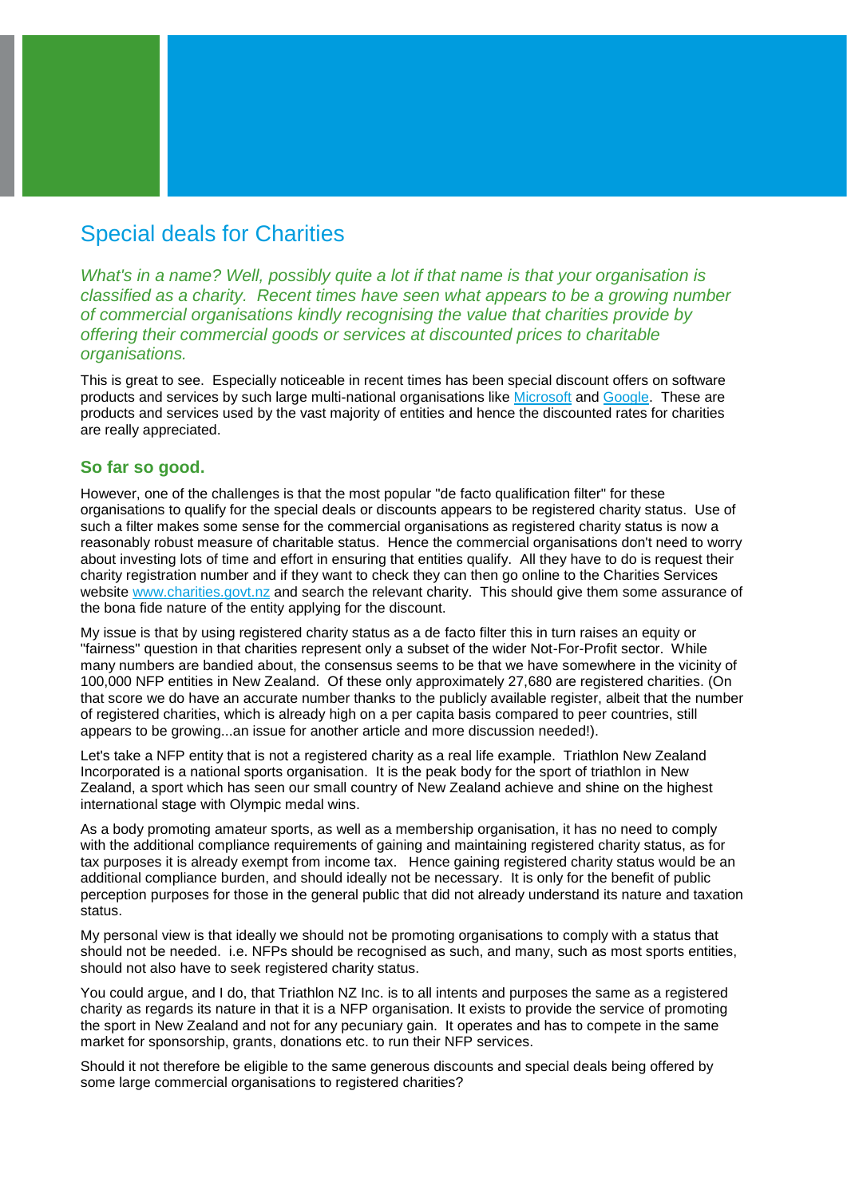# Special deals for Charities

*What's in a name? Well, possibly quite a lot if that name is that your organisation is classified as a charity. Recent times have seen what appears to be a growing number of commercial organisations kindly recognising the value that charities provide by offering their commercial goods or services at discounted prices to charitable organisations.*

This is great to see. Especially noticeable in recent times has been special discount offers on software products and services by such large multi-national organisations like Microsoft and Google. These are products and services used by the vast majority of entities and hence the discounted rates for charities are really appreciated.

## So far so good.

However, one of the challenges is that the most popular "de facto qualification filter" for these organisations to qualify for the special deals or discounts appears to be registered charity status. Use of such a filter makes some sense for the commercial organisations as registered charity status is now a reasonably robust measure of charitable status. Hence the commercial organisations don't need to worry about investing lots of time and effort in ensuring that entities qualify. All they have to do is request their charity registration number and if they want to check they can then go online to the Charities Services website www.charities.govt.nz and search the relevant charity. This should give them some assurance of the bona fide nature of the entity applying for the discount.

My issue is that by using registered charity status as a de facto filter this in turn raises an equity or "fairness" question in that charities represent only a subset of the wider Not-For-Profit sector. While many numbers are bandied about, the consensus seems to be that we have somewhere in the vicinity of 100,000 NFP entities in New Zealand. Of these only approximately 27,680 are registered charities. (On that score we do have an accurate number thanks to the publicly available register, albeit that the number of registered charities, which is already high on a per capita basis compared to peer countries, still appears to be growing...an issue for another article and more discussion needed!).

Let's take a NFP entity that is not a registered charity as a real life example. Triathlon New Zealand Incorporated is a national sports organisation. It is the peak body for the sport of triathlon in New Zealand, a sport which has seen our small country of New Zealand achieve and shine on the highest international stage with Olympic medal wins.

As a body promoting amateur sports, as well as a membership organisation, it has no need to comply with the additional compliance requirements of gaining and maintaining registered charity status, as for tax purposes it is already exempt from income tax. Hence gaining registered charity status would be an additional compliance burden, and should ideally not be necessary. It is only for the benefit of public perception purposes for those in the general public that did not already understand its nature and taxation status.

My personal view is that ideally we should not be promoting organisations to comply with a status that should not be needed. i.e. NFPs should be recognised as such, and many, such as most sports entities, should not also have to seek registered charity status.

You could argue, and I do, that Triathlon NZ Inc. is to all intents and purposes the same as a registered charity as regards its nature in that it is a NFP organisation. It exists to provide the service of promoting the sport in New Zealand and not for any pecuniary gain. It operates and has to compete in the same market for sponsorship, grants, donations etc. to run their NFP services.

Should it not therefore be eligible to the same generous discounts and special deals being offered by some large commercial organisations to registered charities?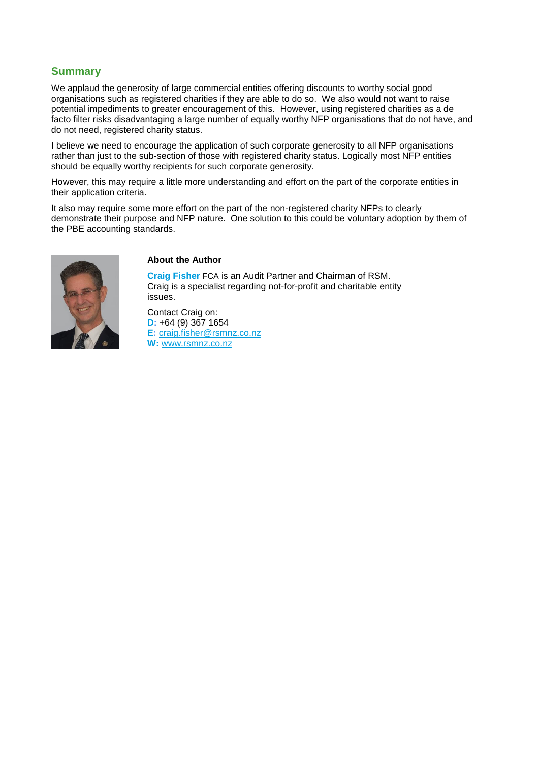## Summary

We applaud the generosity of large commercial entities offering discounts to worthy social good organisations such as registered charities if they are able to do so. We also would not want to raise potential impediments to greater encouragement of this. However, using registered charities as a de facto filter risks disadvantaging a large number of equally worthy NFP organisations that do not have, and do not need, registered charity status.

I believe we need to encourage the application of such corporate generosity to all NFP organisations rather than just to the sub-section of those with registered charity status. Logically most NFP entities should be equally worthy recipients for such corporate generosity.

However, this may require a little more understanding and effort on the part of the corporate entities in their application criteria.

It also may require some more effort on the part of the non-registered charity NFPs to clearly demonstrate their purpose and NFP nature. One solution to this could be voluntary adoption by them of the PBE accounting standards.

**About the Author**

**Craig Fisher** FCA is an Audit Partner and Chairman of RSM. Craig is a specialist regarding not-for-profit and charitable entity issues.

Contact Craig on:
**D:** +64 (9) 367 1654
**E:** craig.fisher@rsmnz.co.nz
**W:** www.rsmnz.co.nz